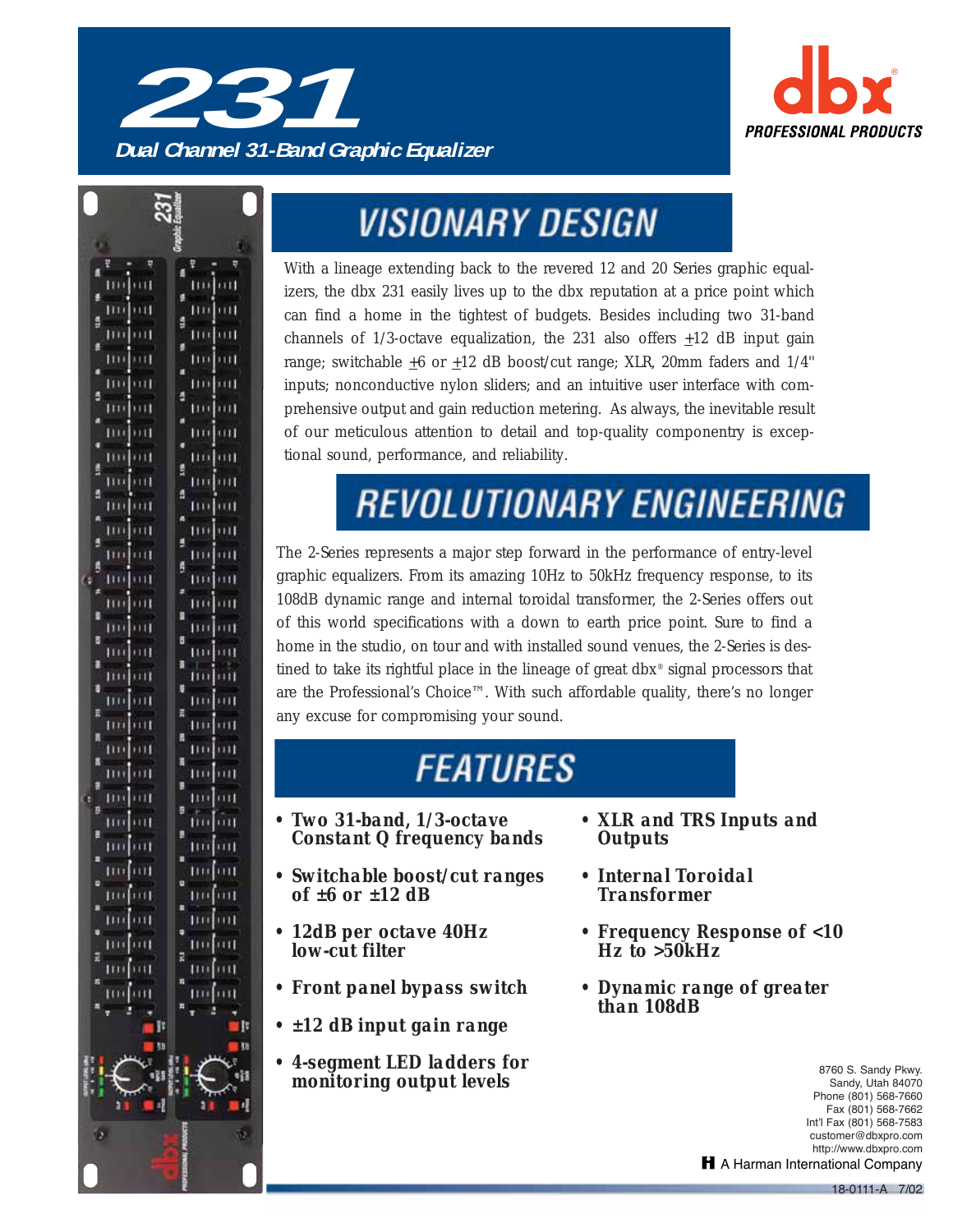# 231

### Dual Channel 31-Band Graphic Equalizer

dbx PROFESSIONAL PRODUCTS

## VISIONARY DESIGN

With a lineage extending back to the revered 12 and 20 Series graphic equalizers, the dbx 231 easily lives up to the dbx reputation at a price point which can find a home in the tightest of budgets. Besides including two 31-band channels of 1/3-octave equalization, the 231 also offers ±12 dB input gain range; switchable ±6 or ±12 dB boost/cut range; XLR, 20mm faders and 1/4" inputs; nonconductive nylon sliders; and an intuitive user interface with comprehensive output and gain reduction metering. As always, the inevitable result of our meticulous attention to detail and top-quality componentry is exceptional sound, performance, and reliability.

## REVOLUTIONARY ENGINEERING

The 2-Series represents a major step forward in the performance of entry-level graphic equalizers. From its amazing 10Hz to 50kHz frequency response, to its 108dB dynamic range and internal toroidal transformer, the 2-Series offers out of this world specifications with a down to earth price point. Sure to find a home in the studio, on tour and with installed sound venues, the 2-Series is destined to take its rightful place in the lineage of great dbx® signal processors that are the Professional's Choice™. With such affordable quality, there's no longer any excuse for compromising your sound.

## FEATURES

- **Two 31-band, 1/3-octave Constant Q frequency bands**
- **Switchable boost/cut ranges of ±6 or ±12 dB**
- **12dB per octave 40Hz low-cut filter**
- **Front panel bypass switch**
- **±12 dB input gain range**
- **4-segment LED ladders for monitoring output levels**
- **XLR and TRS Inputs and Outputs**
- **Internal Toroidal Transformer**
- **Frequency Response of <10 Hz to >50kHz**
- **Dynamic range of greater than 108dB**

8760 S. Sandy Pkwy.
Sandy, Utah 84070
Phone (801) 568-7660
Fax (801) 568-7662
Int'l Fax (801) 568-7583
customer@dbxpro.com
http://www.dbxpro.com

A Harman International Company

18-0111-A 7/02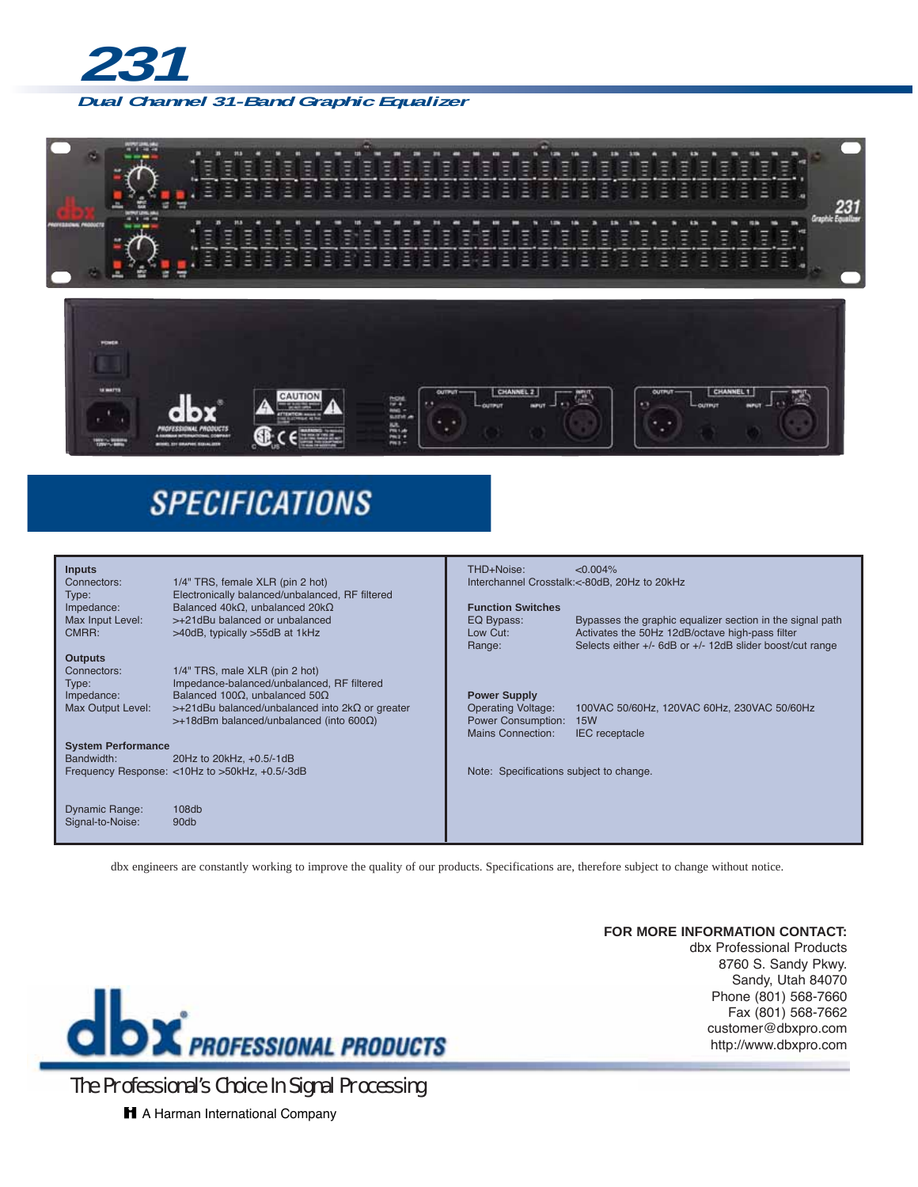# 231

*Dual Channel 31-Band Graphic Equalizer*

## SPECIFICATIONS

**Inputs**

| | |
|---|---|
| Connectors: | 1/4" TRS, female XLR (pin 2 hot) |
| Type: | Electronically balanced/unbalanced, RF filtered |
| Impedance: | Balanced 40kΩ, unbalanced 20kΩ |
| Max Input Level: | >+21dBu balanced or unbalanced |
| CMRR: | >40dB, typically >55dB at 1kHz |

**Outputs**

| | |
|---|---|
| Connectors: | 1/4" TRS, male XLR (pin 2 hot) |
| Type: | Impedance-balanced/unbalanced, RF filtered |
| Impedance: | Balanced 100Ω, unbalanced 50Ω |
| Max Output Level: | >+21dBu balanced/unbalanced into 2kΩ or greater<br>>+18dBm balanced/unbalanced (into 600Ω) |

**System Performance**

| | |
|---|---|
| Bandwidth: | 20Hz to 20kHz, +0.5/-1dB |
| Frequency Response: | <10Hz to >50kHz, +0.5/-3dB |
| Dynamic Range: | 108db |
| Signal-to-Noise: | 90db |
| THD+Noise: | <0.004% |
| Interchannel Crosstalk: | <-80dB, 20Hz to 20kHz |

**Function Switches**

| | |
|---|---|
| EQ Bypass: | Bypasses the graphic equalizer section in the signal path |
| Low Cut: | Activates the 50Hz 12dB/octave high-pass filter |
| Range: | Selects either +/- 6dB or +/- 12dB slider boost/cut range |

**Power Supply**

| | |
|---|---|
| Operating Voltage: | 100VAC 50/60Hz, 120VAC 60Hz, 230VAC 50/60Hz |
| Power Consumption: | 15W |
| Mains Connection: | IEC receptacle |

Note: Specifications subject to change.

dbx engineers are constantly working to improve the quality of our products. Specifications are, therefore subject to change without notice.

**FOR MORE INFORMATION CONTACT:**
dbx Professional Products
8760 S. Sandy Pkwy.
Sandy, Utah 84070
Phone (801) 568-7660
Fax (801) 568-7662
customer@dbxpro.com
http://www.dbxpro.com

dbx PROFESSIONAL PRODUCTS

The Professional's Choice In Signal Processing

A Harman International Company